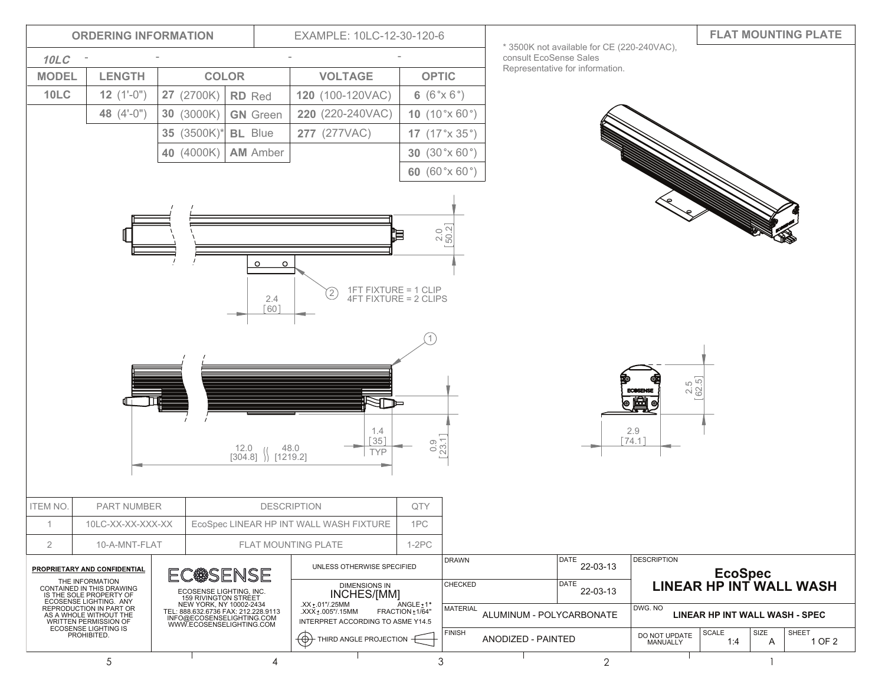## FLAT MOUNTING PLATE

## ORDERING INFORMATION

EXAMPLE: 10LC-12-30-120-6

*10LC* - - - -

| MODEL | LENGTH | COLOR | | VOLTAGE | OPTIC |
|---|---|---|---|---|---|
| **10LC** | **12** (1'-0") | **27** (2700K) | **RD** Red | **120** (100-120VAC) | **6** (6°x 6°) |
| | **48** (4'-0") | **30** (3000K) | **GN** Green | **220** (220-240VAC) | **10** (10°x 60°) |
| | | **35** (3500K)* | **BL** Blue | **277** (277VAC) | **17** (17°x 35°) |
| | | **40** (4000K) | **AM** Amber | | **30** (30°x 60°) |
| | | | | | **60** (60°x 60°) |

* 3500K not available for CE (220-240VAC), consult EcoSense Sales Representative for information.

2.0 [50.2]

2.4 [60]

(2) 1FT FIXTURE = 1 CLIP
4FT FIXTURE = 2 CLIPS

(1)

1.4 [35] TYP

0.9 [23.1]

12.0 [304.8] 48.0 [1219.2]

2.5 [62.5]

2.9 [74.1]

| ITEM NO. | PART NUMBER | DESCRIPTION | QTY |
|---|---|---|---|
| 1 | 10LC-XX-XX-XXX-XX | EcoSpec LINEAR HP INT WALL WASH FIXTURE | 1PC |
| 2 | 10-A-MNT-FLAT | FLAT MOUNTING PLATE | 1-2PC |

**PROPRIETARY AND CONFIDENTIAL**

THE INFORMATION CONTAINED IN THIS DRAWING IS THE SOLE PROPERTY OF ECOSENSE LIGHTING. ANY REPRODUCTION IN PART OR AS A WHOLE WITHOUT THE WRITTEN PERMISSION OF ECOSENSE LIGHTING IS PROHIBITED.

ECOSENSE

ECOSENSE LIGHTING, INC.
159 RIVINGTON STREET
NEW YORK, NY 10002-2434
TEL: 888.632.6736 FAX: 212.228.9113
INFO@ECOSENSELIGHTING.COM
WWW.ECOSENSELIGHTING.COM

UNLESS OTHERWISE SPECIFIED

DIMENSIONS IN INCHES/[MM]
.XX ±.01"/.25MM ANGLE ±1°
.XXX ±.005"/.15MM FRACTION ±1/64"
INTERPRET ACCORDING TO ASME Y14.5

THIRD ANGLE PROJECTION

| DRAWN | DATE 22-03-13 |
|---|---|
| CHECKED | DATE 22-03-13 |
| MATERIAL | ALUMINUM - POLYCARBONATE |
| FINISH | ANODIZED - PAINTED |

DESCRIPTION: **EcoSpec LINEAR HP INT WALL WASH**

DWG. NO: **LINEAR HP INT WALL WASH - SPEC**

DO NOT UPDATE MANUALLY | SCALE 1:4 | SIZE A | SHEET 1 OF 2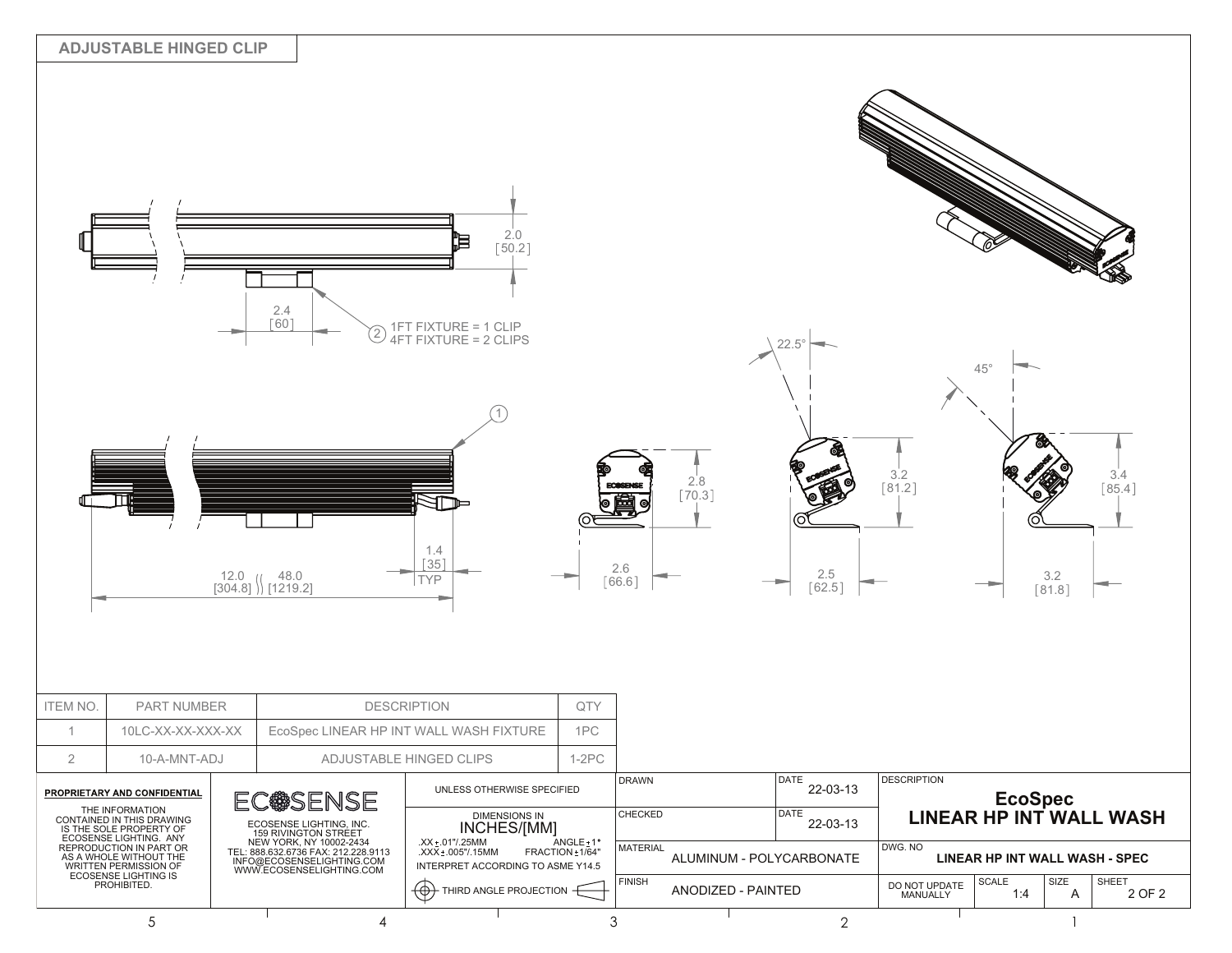## ADJUSTABLE HINGED CLIP

2.0
[50.2]

2.4
[60]

(2) 1FT FIXTURE = 1 CLIP
4FT FIXTURE = 2 CLIPS

(1)

1.4
[35]
TYP

12.0 (( 48.0
[304.8] )) [1219.2]

2.8
[70.3]

2.6
[66.6]

22.5°

3.2
[81.2]

2.5
[62.5]

45°

3.4
[85.4]

3.2
[81.8]

| ITEM NO. | PART NUMBER | DESCRIPTION | QTY |
|---|---|---|---|
| 1 | 10LC-XX-XX-XXX-XX | EcoSpec LINEAR HP INT WALL WASH FIXTURE | 1PC |
| 2 | 10-A-MNT-ADJ | ADJUSTABLE HINGED CLIPS | 1-2PC |

**PROPRIETARY AND CONFIDENTIAL**

THE INFORMATION CONTAINED IN THIS DRAWING IS THE SOLE PROPERTY OF ECOSENSE LIGHTING. ANY REPRODUCTION IN PART OR AS A WHOLE WITHOUT THE WRITTEN PERMISSION OF ECOSENSE LIGHTING IS PROHIBITED.

ECOSENSE

ECOSENSE LIGHTING, INC.
159 RIVINGTON STREET
NEW YORK, NY 10002-2434
TEL: 888.632.6736 FAX: 212.228.9113
INFO@ECOSENSELIGHTING.COM
WWW.ECOSENSELIGHTING.COM

UNLESS OTHERWISE SPECIFIED

DIMENSIONS IN
INCHES/[MM]
.XX ±.01"/.25MM ANGLE ±1°
.XXX ±.005"/.15MM FRACTION ±1/64"
INTERPRET ACCORDING TO ASME Y14.5

THIRD ANGLE PROJECTION

| | | | |
|---|---|---|---|
| DRAWN | | DATE 22-03-13 | DESCRIPTION **EcoSpec LINEAR HP INT WALL WASH** |
| CHECKED | | DATE 22-03-13 | |
| MATERIAL | ALUMINUM - POLYCARBONATE | | DWG. NO **LINEAR HP INT WALL WASH - SPEC** |
| FINISH | ANODIZED - PAINTED | | DO NOT UPDATE MANUALLY / SCALE 1:4 / SIZE A / SHEET 2 OF 2 |

5 4 3 2 1